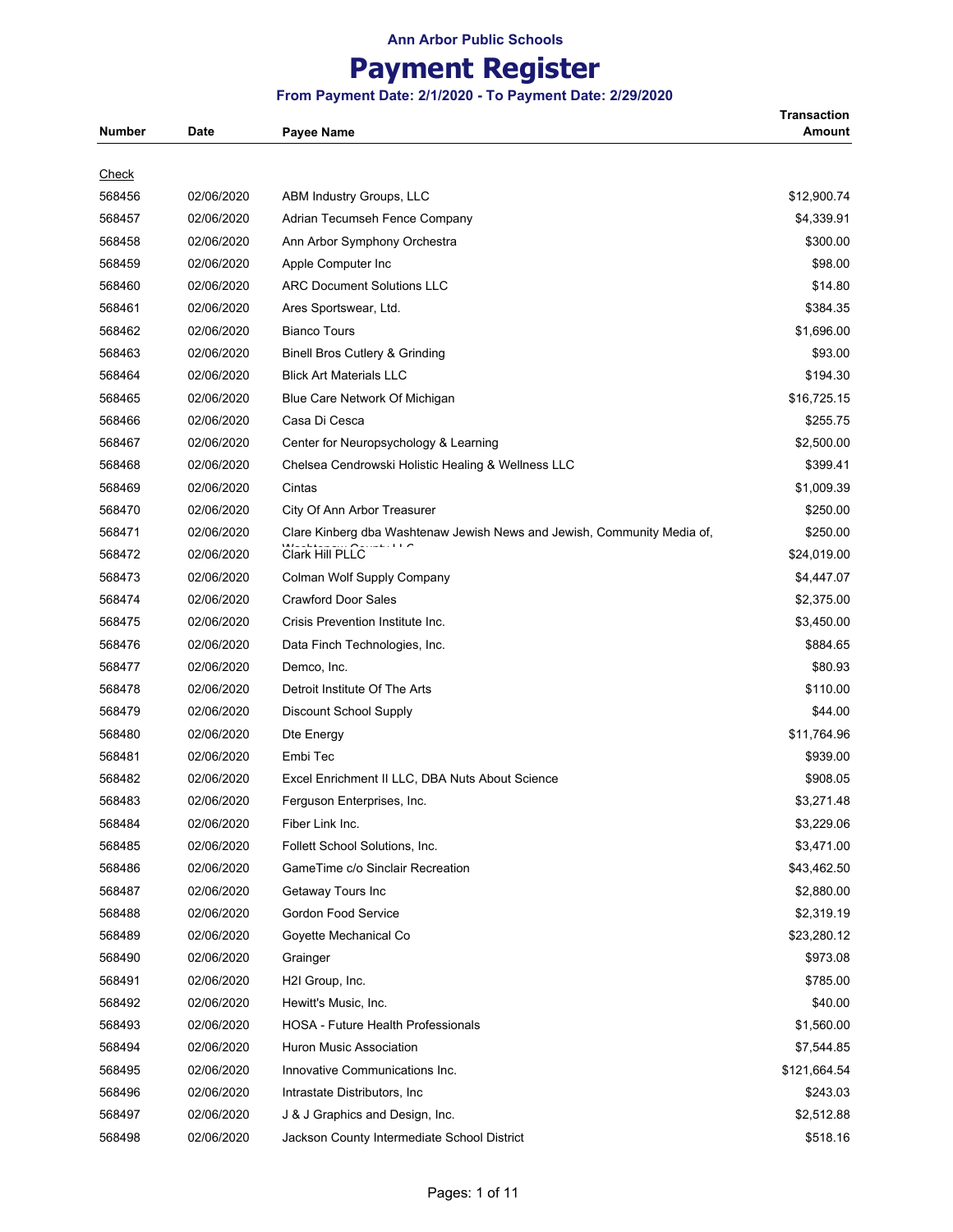Ann Arbor Public Schools

# Payment Register

**From Payment Date: 2/1/2020 - To Payment Date: 2/29/2020**

| Number | Date | Payee Name | Transaction Amount |
|---|---|---|---|
| Check | | | |
| 568456 | 02/06/2020 | ABM Industry Groups, LLC | $12,900.74 |
| 568457 | 02/06/2020 | Adrian Tecumseh Fence Company | $4,339.91 |
| 568458 | 02/06/2020 | Ann Arbor Symphony Orchestra | $300.00 |
| 568459 | 02/06/2020 | Apple Computer Inc | $98.00 |
| 568460 | 02/06/2020 | ARC Document Solutions LLC | $14.80 |
| 568461 | 02/06/2020 | Ares Sportswear, Ltd. | $384.35 |
| 568462 | 02/06/2020 | Bianco Tours | $1,696.00 |
| 568463 | 02/06/2020 | Binell Bros Cutlery & Grinding | $93.00 |
| 568464 | 02/06/2020 | Blick Art Materials LLC | $194.30 |
| 568465 | 02/06/2020 | Blue Care Network Of Michigan | $16,725.15 |
| 568466 | 02/06/2020 | Casa Di Cesca | $255.75 |
| 568467 | 02/06/2020 | Center for Neuropsychology & Learning | $2,500.00 |
| 568468 | 02/06/2020 | Chelsea Cendrowski Holistic Healing & Wellness LLC | $399.41 |
| 568469 | 02/06/2020 | Cintas | $1,009.39 |
| 568470 | 02/06/2020 | City Of Ann Arbor Treasurer | $250.00 |
| 568471 | 02/06/2020 | Clare Kinberg dba Washtenaw Jewish News and Jewish, Community Media of, Washtenaw County LLC | $250.00 |
| 568472 | 02/06/2020 | Clark Hill PLLC | $24,019.00 |
| 568473 | 02/06/2020 | Colman Wolf Supply Company | $4,447.07 |
| 568474 | 02/06/2020 | Crawford Door Sales | $2,375.00 |
| 568475 | 02/06/2020 | Crisis Prevention Institute Inc. | $3,450.00 |
| 568476 | 02/06/2020 | Data Finch Technologies, Inc. | $884.65 |
| 568477 | 02/06/2020 | Demco, Inc. | $80.93 |
| 568478 | 02/06/2020 | Detroit Institute Of The Arts | $110.00 |
| 568479 | 02/06/2020 | Discount School Supply | $44.00 |
| 568480 | 02/06/2020 | Dte Energy | $11,764.96 |
| 568481 | 02/06/2020 | Embi Tec | $939.00 |
| 568482 | 02/06/2020 | Excel Enrichment II LLC, DBA Nuts About Science | $908.05 |
| 568483 | 02/06/2020 | Ferguson Enterprises, Inc. | $3,271.48 |
| 568484 | 02/06/2020 | Fiber Link Inc. | $3,229.06 |
| 568485 | 02/06/2020 | Follett School Solutions, Inc. | $3,471.00 |
| 568486 | 02/06/2020 | GameTime c/o Sinclair Recreation | $43,462.50 |
| 568487 | 02/06/2020 | Getaway Tours Inc | $2,880.00 |
| 568488 | 02/06/2020 | Gordon Food Service | $2,319.19 |
| 568489 | 02/06/2020 | Goyette Mechanical Co | $23,280.12 |
| 568490 | 02/06/2020 | Grainger | $973.08 |
| 568491 | 02/06/2020 | H2I Group, Inc. | $785.00 |
| 568492 | 02/06/2020 | Hewitt's Music, Inc. | $40.00 |
| 568493 | 02/06/2020 | HOSA - Future Health Professionals | $1,560.00 |
| 568494 | 02/06/2020 | Huron Music Association | $7,544.85 |
| 568495 | 02/06/2020 | Innovative Communications Inc. | $121,664.54 |
| 568496 | 02/06/2020 | Intrastate Distributors, Inc | $243.03 |
| 568497 | 02/06/2020 | J & J Graphics and Design, Inc. | $2,512.88 |
| 568498 | 02/06/2020 | Jackson County Intermediate School District | $518.16 |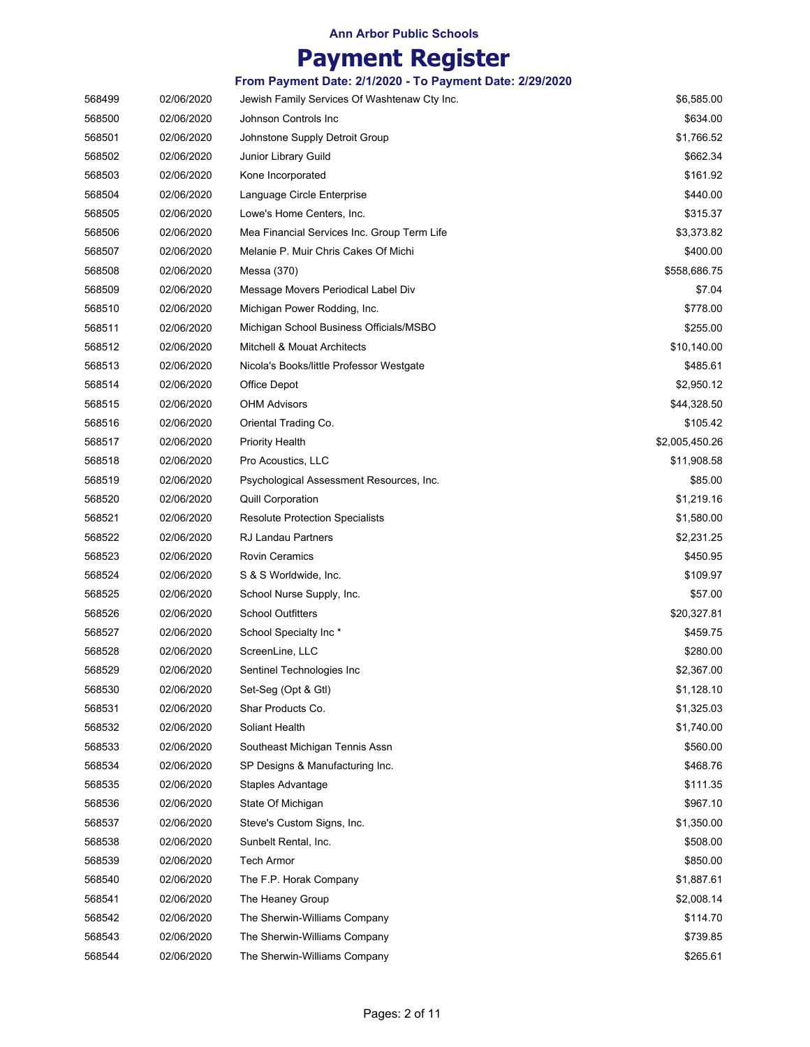Ann Arbor Public Schools

# Payment Register

### From Payment Date: 2/1/2020 - To Payment Date: 2/29/2020

| | | | |
|---|---|---|---|
| 568499 | 02/06/2020 | Jewish Family Services Of Washtenaw Cty Inc. | $6,585.00 |
| 568500 | 02/06/2020 | Johnson Controls Inc | $634.00 |
| 568501 | 02/06/2020 | Johnstone Supply Detroit Group | $1,766.52 |
| 568502 | 02/06/2020 | Junior Library Guild | $662.34 |
| 568503 | 02/06/2020 | Kone Incorporated | $161.92 |
| 568504 | 02/06/2020 | Language Circle Enterprise | $440.00 |
| 568505 | 02/06/2020 | Lowe's Home Centers, Inc. | $315.37 |
| 568506 | 02/06/2020 | Mea Financial Services Inc. Group Term Life | $3,373.82 |
| 568507 | 02/06/2020 | Melanie P. Muir Chris Cakes Of Michi | $400.00 |
| 568508 | 02/06/2020 | Messa (370) | $558,686.75 |
| 568509 | 02/06/2020 | Message Movers Periodical Label Div | $7.04 |
| 568510 | 02/06/2020 | Michigan Power Rodding, Inc. | $778.00 |
| 568511 | 02/06/2020 | Michigan School Business Officials/MSBO | $255.00 |
| 568512 | 02/06/2020 | Mitchell & Mouat Architects | $10,140.00 |
| 568513 | 02/06/2020 | Nicola's Books/little Professor Westgate | $485.61 |
| 568514 | 02/06/2020 | Office Depot | $2,950.12 |
| 568515 | 02/06/2020 | OHM Advisors | $44,328.50 |
| 568516 | 02/06/2020 | Oriental Trading Co. | $105.42 |
| 568517 | 02/06/2020 | Priority Health | $2,005,450.26 |
| 568518 | 02/06/2020 | Pro Acoustics, LLC | $11,908.58 |
| 568519 | 02/06/2020 | Psychological Assessment Resources, Inc. | $85.00 |
| 568520 | 02/06/2020 | Quill Corporation | $1,219.16 |
| 568521 | 02/06/2020 | Resolute Protection Specialists | $1,580.00 |
| 568522 | 02/06/2020 | RJ Landau Partners | $2,231.25 |
| 568523 | 02/06/2020 | Rovin Ceramics | $450.95 |
| 568524 | 02/06/2020 | S & S Worldwide, Inc. | $109.97 |
| 568525 | 02/06/2020 | School Nurse Supply, Inc. | $57.00 |
| 568526 | 02/06/2020 | School Outfitters | $20,327.81 |
| 568527 | 02/06/2020 | School Specialty Inc * | $459.75 |
| 568528 | 02/06/2020 | ScreenLine, LLC | $280.00 |
| 568529 | 02/06/2020 | Sentinel Technologies Inc | $2,367.00 |
| 568530 | 02/06/2020 | Set-Seg (Opt & Gtl) | $1,128.10 |
| 568531 | 02/06/2020 | Shar Products Co. | $1,325.03 |
| 568532 | 02/06/2020 | Soliant Health | $1,740.00 |
| 568533 | 02/06/2020 | Southeast Michigan Tennis Assn | $560.00 |
| 568534 | 02/06/2020 | SP Designs & Manufacturing Inc. | $468.76 |
| 568535 | 02/06/2020 | Staples Advantage | $111.35 |
| 568536 | 02/06/2020 | State Of Michigan | $967.10 |
| 568537 | 02/06/2020 | Steve's Custom Signs, Inc. | $1,350.00 |
| 568538 | 02/06/2020 | Sunbelt Rental, Inc. | $508.00 |
| 568539 | 02/06/2020 | Tech Armor | $850.00 |
| 568540 | 02/06/2020 | The F.P. Horak Company | $1,887.61 |
| 568541 | 02/06/2020 | The Heaney Group | $2,008.14 |
| 568542 | 02/06/2020 | The Sherwin-Williams Company | $114.70 |
| 568543 | 02/06/2020 | The Sherwin-Williams Company | $739.85 |
| 568544 | 02/06/2020 | The Sherwin-Williams Company | $265.61 |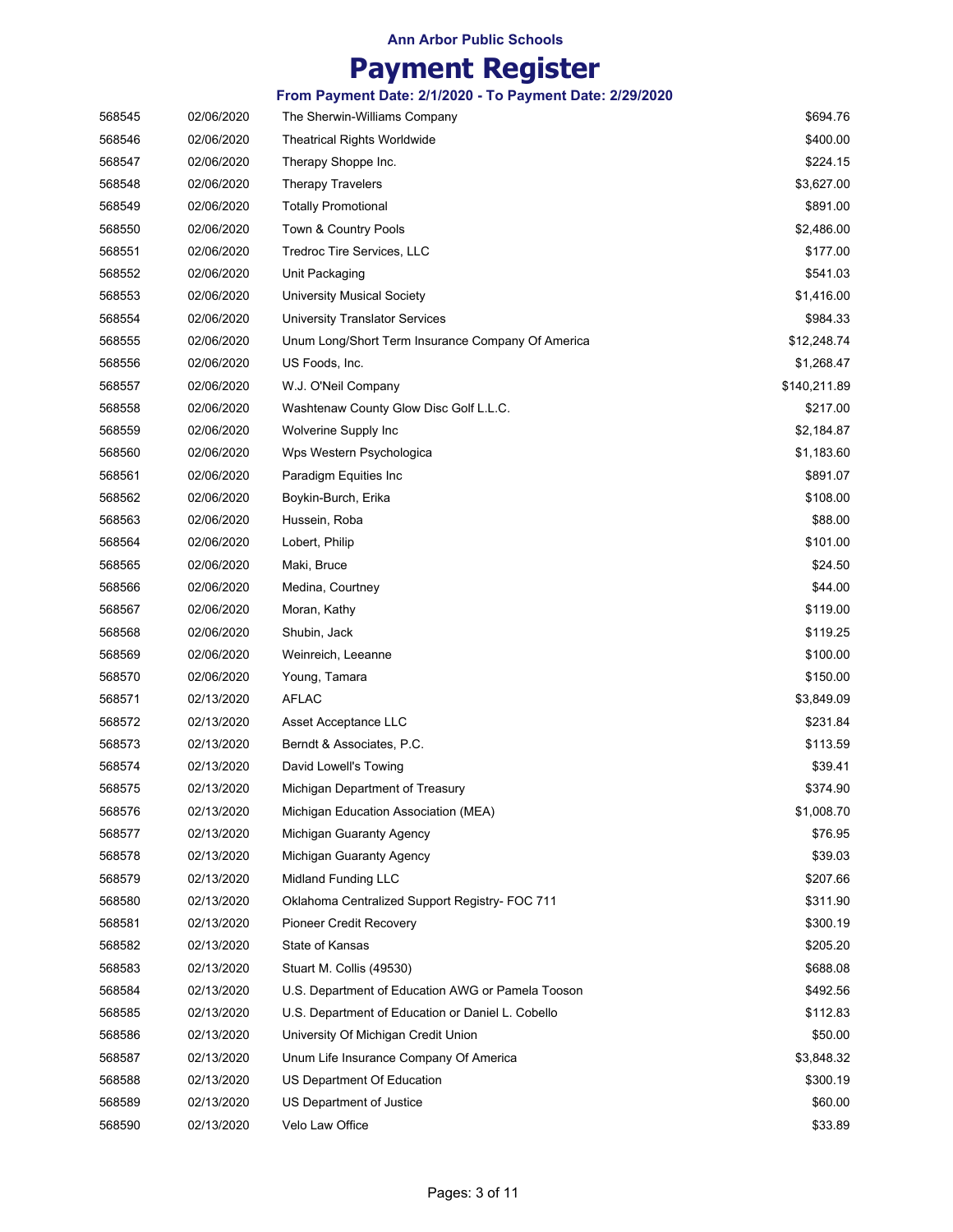| | | | |
|---|---|---|---|
| 568545 | 02/06/2020 | The Sherwin-Williams Company | $694.76 |
| 568546 | 02/06/2020 | Theatrical Rights Worldwide | $400.00 |
| 568547 | 02/06/2020 | Therapy Shoppe Inc. | $224.15 |
| 568548 | 02/06/2020 | Therapy Travelers | $3,627.00 |
| 568549 | 02/06/2020 | Totally Promotional | $891.00 |
| 568550 | 02/06/2020 | Town & Country Pools | $2,486.00 |
| 568551 | 02/06/2020 | Tredroc Tire Services, LLC | $177.00 |
| 568552 | 02/06/2020 | Unit Packaging | $541.03 |
| 568553 | 02/06/2020 | University Musical Society | $1,416.00 |
| 568554 | 02/06/2020 | University Translator Services | $984.33 |
| 568555 | 02/06/2020 | Unum Long/Short Term Insurance Company Of America | $12,248.74 |
| 568556 | 02/06/2020 | US Foods, Inc. | $1,268.47 |
| 568557 | 02/06/2020 | W.J. O'Neil Company | $140,211.89 |
| 568558 | 02/06/2020 | Washtenaw County Glow Disc Golf L.L.C. | $217.00 |
| 568559 | 02/06/2020 | Wolverine Supply Inc | $2,184.87 |
| 568560 | 02/06/2020 | Wps Western Psychologica | $1,183.60 |
| 568561 | 02/06/2020 | Paradigm Equities Inc | $891.07 |
| 568562 | 02/06/2020 | Boykin-Burch, Erika | $108.00 |
| 568563 | 02/06/2020 | Hussein, Roba | $88.00 |
| 568564 | 02/06/2020 | Lobert, Philip | $101.00 |
| 568565 | 02/06/2020 | Maki, Bruce | $24.50 |
| 568566 | 02/06/2020 | Medina, Courtney | $44.00 |
| 568567 | 02/06/2020 | Moran, Kathy | $119.00 |
| 568568 | 02/06/2020 | Shubin, Jack | $119.25 |
| 568569 | 02/06/2020 | Weinreich, Leeanne | $100.00 |
| 568570 | 02/06/2020 | Young, Tamara | $150.00 |
| 568571 | 02/13/2020 | AFLAC | $3,849.09 |
| 568572 | 02/13/2020 | Asset Acceptance LLC | $231.84 |
| 568573 | 02/13/2020 | Berndt & Associates, P.C. | $113.59 |
| 568574 | 02/13/2020 | David Lowell's Towing | $39.41 |
| 568575 | 02/13/2020 | Michigan Department of Treasury | $374.90 |
| 568576 | 02/13/2020 | Michigan Education Association (MEA) | $1,008.70 |
| 568577 | 02/13/2020 | Michigan Guaranty Agency | $76.95 |
| 568578 | 02/13/2020 | Michigan Guaranty Agency | $39.03 |
| 568579 | 02/13/2020 | Midland Funding LLC | $207.66 |
| 568580 | 02/13/2020 | Oklahoma Centralized Support Registry- FOC 711 | $311.90 |
| 568581 | 02/13/2020 | Pioneer Credit Recovery | $300.19 |
| 568582 | 02/13/2020 | State of Kansas | $205.20 |
| 568583 | 02/13/2020 | Stuart M. Collis (49530) | $688.08 |
| 568584 | 02/13/2020 | U.S. Department of Education AWG or Pamela Tooson | $492.56 |
| 568585 | 02/13/2020 | U.S. Department of Education or Daniel L. Cobello | $112.83 |
| 568586 | 02/13/2020 | University Of Michigan Credit Union | $50.00 |
| 568587 | 02/13/2020 | Unum Life Insurance Company Of America | $3,848.32 |
| 568588 | 02/13/2020 | US Department Of Education | $300.19 |
| 568589 | 02/13/2020 | US Department of Justice | $60.00 |
| 568590 | 02/13/2020 | Velo Law Office | $33.89 |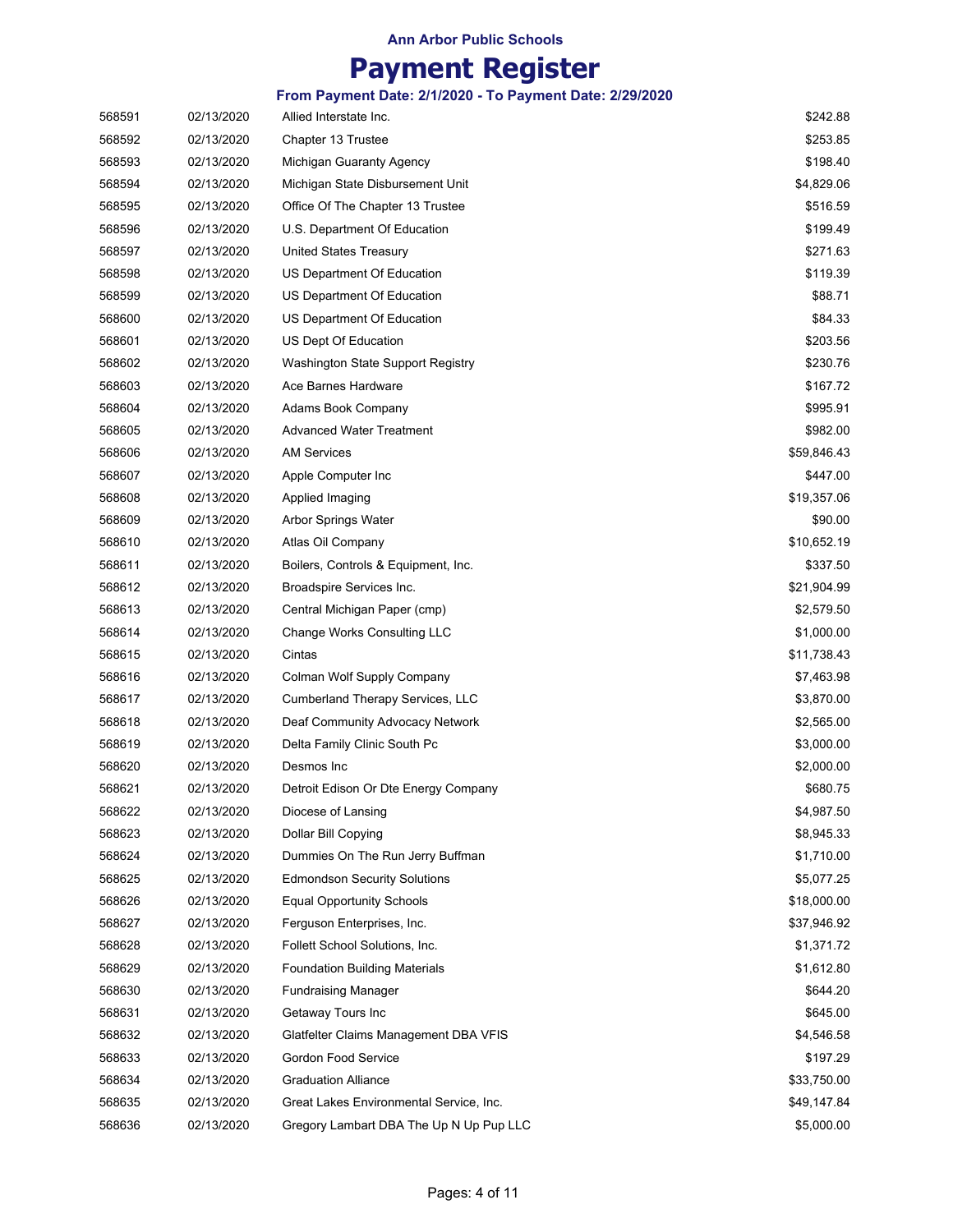**Ann Arbor Public Schools**

# Payment Register

### From Payment Date: 2/1/2020 - To Payment Date: 2/29/2020

| | | | |
|---|---|---|---|
| 568591 | 02/13/2020 | Allied Interstate Inc. | $242.88 |
| 568592 | 02/13/2020 | Chapter 13 Trustee | $253.85 |
| 568593 | 02/13/2020 | Michigan Guaranty Agency | $198.40 |
| 568594 | 02/13/2020 | Michigan State Disbursement Unit | $4,829.06 |
| 568595 | 02/13/2020 | Office Of The Chapter 13 Trustee | $516.59 |
| 568596 | 02/13/2020 | U.S. Department Of Education | $199.49 |
| 568597 | 02/13/2020 | United States Treasury | $271.63 |
| 568598 | 02/13/2020 | US Department Of Education | $119.39 |
| 568599 | 02/13/2020 | US Department Of Education | $88.71 |
| 568600 | 02/13/2020 | US Department Of Education | $84.33 |
| 568601 | 02/13/2020 | US Dept Of Education | $203.56 |
| 568602 | 02/13/2020 | Washington State Support Registry | $230.76 |
| 568603 | 02/13/2020 | Ace Barnes Hardware | $167.72 |
| 568604 | 02/13/2020 | Adams Book Company | $995.91 |
| 568605 | 02/13/2020 | Advanced Water Treatment | $982.00 |
| 568606 | 02/13/2020 | AM Services | $59,846.43 |
| 568607 | 02/13/2020 | Apple Computer Inc | $447.00 |
| 568608 | 02/13/2020 | Applied Imaging | $19,357.06 |
| 568609 | 02/13/2020 | Arbor Springs Water | $90.00 |
| 568610 | 02/13/2020 | Atlas Oil Company | $10,652.19 |
| 568611 | 02/13/2020 | Boilers, Controls & Equipment, Inc. | $337.50 |
| 568612 | 02/13/2020 | Broadspire Services Inc. | $21,904.99 |
| 568613 | 02/13/2020 | Central Michigan Paper (cmp) | $2,579.50 |
| 568614 | 02/13/2020 | Change Works Consulting LLC | $1,000.00 |
| 568615 | 02/13/2020 | Cintas | $11,738.43 |
| 568616 | 02/13/2020 | Colman Wolf Supply Company | $7,463.98 |
| 568617 | 02/13/2020 | Cumberland Therapy Services, LLC | $3,870.00 |
| 568618 | 02/13/2020 | Deaf Community Advocacy Network | $2,565.00 |
| 568619 | 02/13/2020 | Delta Family Clinic South Pc | $3,000.00 |
| 568620 | 02/13/2020 | Desmos Inc | $2,000.00 |
| 568621 | 02/13/2020 | Detroit Edison Or Dte Energy Company | $680.75 |
| 568622 | 02/13/2020 | Diocese of Lansing | $4,987.50 |
| 568623 | 02/13/2020 | Dollar Bill Copying | $8,945.33 |
| 568624 | 02/13/2020 | Dummies On The Run Jerry Buffman | $1,710.00 |
| 568625 | 02/13/2020 | Edmondson Security Solutions | $5,077.25 |
| 568626 | 02/13/2020 | Equal Opportunity Schools | $18,000.00 |
| 568627 | 02/13/2020 | Ferguson Enterprises, Inc. | $37,946.92 |
| 568628 | 02/13/2020 | Follett School Solutions, Inc. | $1,371.72 |
| 568629 | 02/13/2020 | Foundation Building Materials | $1,612.80 |
| 568630 | 02/13/2020 | Fundraising Manager | $644.20 |
| 568631 | 02/13/2020 | Getaway Tours Inc | $645.00 |
| 568632 | 02/13/2020 | Glatfelter Claims Management DBA VFIS | $4,546.58 |
| 568633 | 02/13/2020 | Gordon Food Service | $197.29 |
| 568634 | 02/13/2020 | Graduation Alliance | $33,750.00 |
| 568635 | 02/13/2020 | Great Lakes Environmental Service, Inc. | $49,147.84 |
| 568636 | 02/13/2020 | Gregory Lambart DBA The Up N Up Pup LLC | $5,000.00 |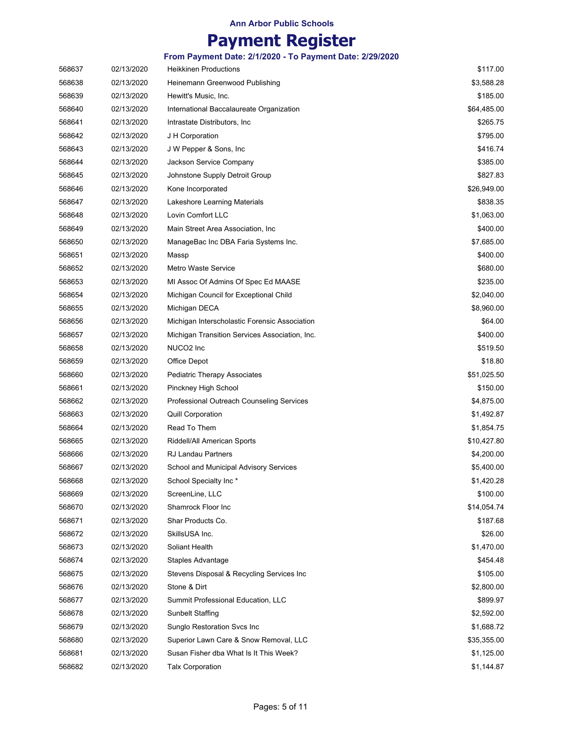**Ann Arbor Public Schools**

# Payment Register

**From Payment Date: 2/1/2020 - To Payment Date: 2/29/2020**

| | | | |
|---|---|---|---|
| 568637 | 02/13/2020 | Heikkinen Productions | $117.00 |
| 568638 | 02/13/2020 | Heinemann Greenwood Publishing | $3,588.28 |
| 568639 | 02/13/2020 | Hewitt's Music, Inc. | $185.00 |
| 568640 | 02/13/2020 | International Baccalaureate Organization | $64,485.00 |
| 568641 | 02/13/2020 | Intrastate Distributors, Inc | $265.75 |
| 568642 | 02/13/2020 | J H Corporation | $795.00 |
| 568643 | 02/13/2020 | J W Pepper & Sons, Inc | $416.74 |
| 568644 | 02/13/2020 | Jackson Service Company | $385.00 |
| 568645 | 02/13/2020 | Johnstone Supply Detroit Group | $827.83 |
| 568646 | 02/13/2020 | Kone Incorporated | $26,949.00 |
| 568647 | 02/13/2020 | Lakeshore Learning Materials | $838.35 |
| 568648 | 02/13/2020 | Lovin Comfort LLC | $1,063.00 |
| 568649 | 02/13/2020 | Main Street Area Association, Inc | $400.00 |
| 568650 | 02/13/2020 | ManageBac Inc DBA Faria Systems Inc. | $7,685.00 |
| 568651 | 02/13/2020 | Massp | $400.00 |
| 568652 | 02/13/2020 | Metro Waste Service | $680.00 |
| 568653 | 02/13/2020 | MI Assoc Of Admins Of Spec Ed MAASE | $235.00 |
| 568654 | 02/13/2020 | Michigan Council for Exceptional Child | $2,040.00 |
| 568655 | 02/13/2020 | Michigan DECA | $8,960.00 |
| 568656 | 02/13/2020 | Michigan Interscholastic Forensic Association | $64.00 |
| 568657 | 02/13/2020 | Michigan Transition Services Association, Inc. | $400.00 |
| 568658 | 02/13/2020 | NUCO2 Inc | $519.50 |
| 568659 | 02/13/2020 | Office Depot | $18.80 |
| 568660 | 02/13/2020 | Pediatric Therapy Associates | $51,025.50 |
| 568661 | 02/13/2020 | Pinckney High School | $150.00 |
| 568662 | 02/13/2020 | Professional Outreach Counseling Services | $4,875.00 |
| 568663 | 02/13/2020 | Quill Corporation | $1,492.87 |
| 568664 | 02/13/2020 | Read To Them | $1,854.75 |
| 568665 | 02/13/2020 | Riddell/All American Sports | $10,427.80 |
| 568666 | 02/13/2020 | RJ Landau Partners | $4,200.00 |
| 568667 | 02/13/2020 | School and Municipal Advisory Services | $5,400.00 |
| 568668 | 02/13/2020 | School Specialty Inc * | $1,420.28 |
| 568669 | 02/13/2020 | ScreenLine, LLC | $100.00 |
| 568670 | 02/13/2020 | Shamrock Floor Inc | $14,054.74 |
| 568671 | 02/13/2020 | Shar Products Co. | $187.68 |
| 568672 | 02/13/2020 | SkillsUSA Inc. | $26.00 |
| 568673 | 02/13/2020 | Soliant Health | $1,470.00 |
| 568674 | 02/13/2020 | Staples Advantage | $454.48 |
| 568675 | 02/13/2020 | Stevens Disposal & Recycling Services Inc | $105.00 |
| 568676 | 02/13/2020 | Stone & Dirt | $2,800.00 |
| 568677 | 02/13/2020 | Summit Professional Education, LLC | $899.97 |
| 568678 | 02/13/2020 | Sunbelt Staffing | $2,592.00 |
| 568679 | 02/13/2020 | Sunglo Restoration Svcs Inc | $1,688.72 |
| 568680 | 02/13/2020 | Superior Lawn Care & Snow Removal, LLC | $35,355.00 |
| 568681 | 02/13/2020 | Susan Fisher dba What Is It This Week? | $1,125.00 |
| 568682 | 02/13/2020 | Talx Corporation | $1,144.87 |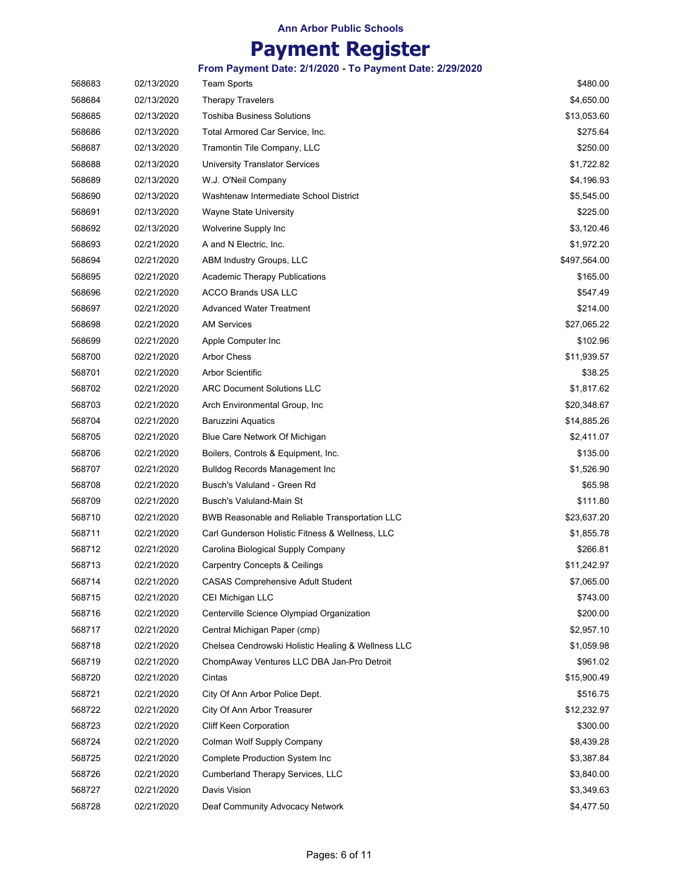**Ann Arbor Public Schools**

# Payment Register

### From Payment Date: 2/1/2020 - To Payment Date: 2/29/2020

| | | | |
|---|---|---|---|
| 568683 | 02/13/2020 | Team Sports | $480.00 |
| 568684 | 02/13/2020 | Therapy Travelers | $4,650.00 |
| 568685 | 02/13/2020 | Toshiba Business Solutions | $13,053.60 |
| 568686 | 02/13/2020 | Total Armored Car Service, Inc. | $275.64 |
| 568687 | 02/13/2020 | Tramontin Tile Company, LLC | $250.00 |
| 568688 | 02/13/2020 | University Translator Services | $1,722.82 |
| 568689 | 02/13/2020 | W.J. O'Neil Company | $4,196.93 |
| 568690 | 02/13/2020 | Washtenaw Intermediate School District | $5,545.00 |
| 568691 | 02/13/2020 | Wayne State University | $225.00 |
| 568692 | 02/13/2020 | Wolverine Supply Inc | $3,120.46 |
| 568693 | 02/21/2020 | A and N Electric, Inc. | $1,972.20 |
| 568694 | 02/21/2020 | ABM Industry Groups, LLC | $497,564.00 |
| 568695 | 02/21/2020 | Academic Therapy Publications | $165.00 |
| 568696 | 02/21/2020 | ACCO Brands USA LLC | $547.49 |
| 568697 | 02/21/2020 | Advanced Water Treatment | $214.00 |
| 568698 | 02/21/2020 | AM Services | $27,065.22 |
| 568699 | 02/21/2020 | Apple Computer Inc | $102.96 |
| 568700 | 02/21/2020 | Arbor Chess | $11,939.57 |
| 568701 | 02/21/2020 | Arbor Scientific | $38.25 |
| 568702 | 02/21/2020 | ARC Document Solutions LLC | $1,817.62 |
| 568703 | 02/21/2020 | Arch Environmental Group, Inc | $20,348.67 |
| 568704 | 02/21/2020 | Baruzzini Aquatics | $14,885.26 |
| 568705 | 02/21/2020 | Blue Care Network Of Michigan | $2,411.07 |
| 568706 | 02/21/2020 | Boilers, Controls & Equipment, Inc. | $135.00 |
| 568707 | 02/21/2020 | Bulldog Records Management Inc | $1,526.90 |
| 568708 | 02/21/2020 | Busch's Valuland - Green Rd | $65.98 |
| 568709 | 02/21/2020 | Busch's Valuland-Main St | $111.80 |
| 568710 | 02/21/2020 | BWB Reasonable and Reliable Transportation LLC | $23,637.20 |
| 568711 | 02/21/2020 | Carl Gunderson Holistic Fitness & Wellness, LLC | $1,855.78 |
| 568712 | 02/21/2020 | Carolina Biological Supply Company | $266.81 |
| 568713 | 02/21/2020 | Carpentry Concepts & Ceilings | $11,242.97 |
| 568714 | 02/21/2020 | CASAS Comprehensive Adult Student | $7,065.00 |
| 568715 | 02/21/2020 | CEI Michigan LLC | $743.00 |
| 568716 | 02/21/2020 | Centerville Science Olympiad Organization | $200.00 |
| 568717 | 02/21/2020 | Central Michigan Paper (cmp) | $2,957.10 |
| 568718 | 02/21/2020 | Chelsea Cendrowski Holistic Healing & Wellness LLC | $1,059.98 |
| 568719 | 02/21/2020 | ChompAway Ventures LLC DBA Jan-Pro Detroit | $961.02 |
| 568720 | 02/21/2020 | Cintas | $15,900.49 |
| 568721 | 02/21/2020 | City Of Ann Arbor Police Dept. | $516.75 |
| 568722 | 02/21/2020 | City Of Ann Arbor Treasurer | $12,232.97 |
| 568723 | 02/21/2020 | Cliff Keen Corporation | $300.00 |
| 568724 | 02/21/2020 | Colman Wolf Supply Company | $8,439.28 |
| 568725 | 02/21/2020 | Complete Production System Inc | $3,387.84 |
| 568726 | 02/21/2020 | Cumberland Therapy Services, LLC | $3,840.00 |
| 568727 | 02/21/2020 | Davis Vision | $3,349.63 |
| 568728 | 02/21/2020 | Deaf Community Advocacy Network | $4,477.50 |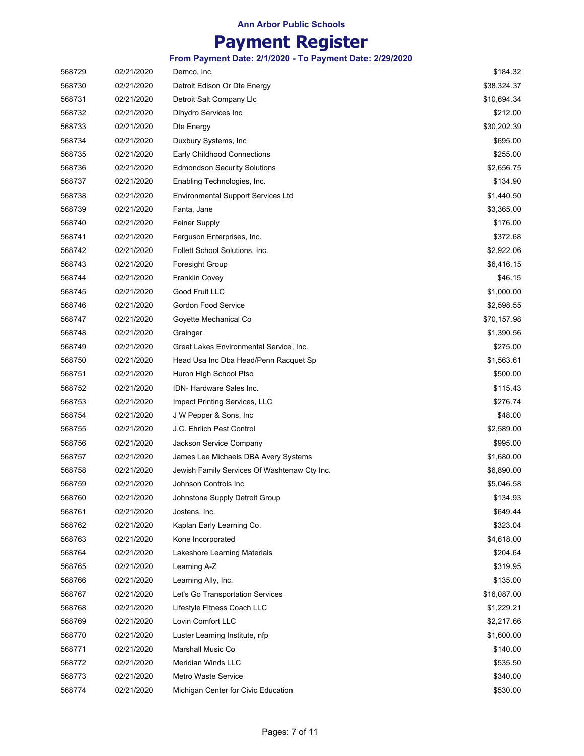**Ann Arbor Public Schools**

# Payment Register

**From Payment Date: 2/1/2020 - To Payment Date: 2/29/2020**

| | | | |
|---|---|---|---|
| 568729 | 02/21/2020 | Demco, Inc. | $184.32 |
| 568730 | 02/21/2020 | Detroit Edison Or Dte Energy | $38,324.37 |
| 568731 | 02/21/2020 | Detroit Salt Company Llc | $10,694.34 |
| 568732 | 02/21/2020 | Dihydro Services Inc | $212.00 |
| 568733 | 02/21/2020 | Dte Energy | $30,202.39 |
| 568734 | 02/21/2020 | Duxbury Systems, Inc | $695.00 |
| 568735 | 02/21/2020 | Early Childhood Connections | $255.00 |
| 568736 | 02/21/2020 | Edmondson Security Solutions | $2,656.75 |
| 568737 | 02/21/2020 | Enabling Technologies, Inc. | $134.90 |
| 568738 | 02/21/2020 | Environmental Support Services Ltd | $1,440.50 |
| 568739 | 02/21/2020 | Fanta, Jane | $3,365.00 |
| 568740 | 02/21/2020 | Feiner Supply | $176.00 |
| 568741 | 02/21/2020 | Ferguson Enterprises, Inc. | $372.68 |
| 568742 | 02/21/2020 | Follett School Solutions, Inc. | $2,922.06 |
| 568743 | 02/21/2020 | Foresight Group | $6,416.15 |
| 568744 | 02/21/2020 | Franklin Covey | $46.15 |
| 568745 | 02/21/2020 | Good Fruit LLC | $1,000.00 |
| 568746 | 02/21/2020 | Gordon Food Service | $2,598.55 |
| 568747 | 02/21/2020 | Goyette Mechanical Co | $70,157.98 |
| 568748 | 02/21/2020 | Grainger | $1,390.56 |
| 568749 | 02/21/2020 | Great Lakes Environmental Service, Inc. | $275.00 |
| 568750 | 02/21/2020 | Head Usa Inc Dba Head/Penn Racquet Sp | $1,563.61 |
| 568751 | 02/21/2020 | Huron High School Ptso | $500.00 |
| 568752 | 02/21/2020 | IDN- Hardware Sales Inc. | $115.43 |
| 568753 | 02/21/2020 | Impact Printing Services, LLC | $276.74 |
| 568754 | 02/21/2020 | J W Pepper & Sons, Inc | $48.00 |
| 568755 | 02/21/2020 | J.C. Ehrlich Pest Control | $2,589.00 |
| 568756 | 02/21/2020 | Jackson Service Company | $995.00 |
| 568757 | 02/21/2020 | James Lee Michaels DBA Avery Systems | $1,680.00 |
| 568758 | 02/21/2020 | Jewish Family Services Of Washtenaw Cty Inc. | $6,890.00 |
| 568759 | 02/21/2020 | Johnson Controls Inc | $5,046.58 |
| 568760 | 02/21/2020 | Johnstone Supply Detroit Group | $134.93 |
| 568761 | 02/21/2020 | Jostens, Inc. | $649.44 |
| 568762 | 02/21/2020 | Kaplan Early Learning Co. | $323.04 |
| 568763 | 02/21/2020 | Kone Incorporated | $4,618.00 |
| 568764 | 02/21/2020 | Lakeshore Learning Materials | $204.64 |
| 568765 | 02/21/2020 | Learning A-Z | $319.95 |
| 568766 | 02/21/2020 | Learning Ally, Inc. | $135.00 |
| 568767 | 02/21/2020 | Let's Go Transportation Services | $16,087.00 |
| 568768 | 02/21/2020 | Lifestyle Fitness Coach LLC | $1,229.21 |
| 568769 | 02/21/2020 | Lovin Comfort LLC | $2,217.66 |
| 568770 | 02/21/2020 | Luster Learning Institute, nfp | $1,600.00 |
| 568771 | 02/21/2020 | Marshall Music Co | $140.00 |
| 568772 | 02/21/2020 | Meridian Winds LLC | $535.50 |
| 568773 | 02/21/2020 | Metro Waste Service | $340.00 |
| 568774 | 02/21/2020 | Michigan Center for Civic Education | $530.00 |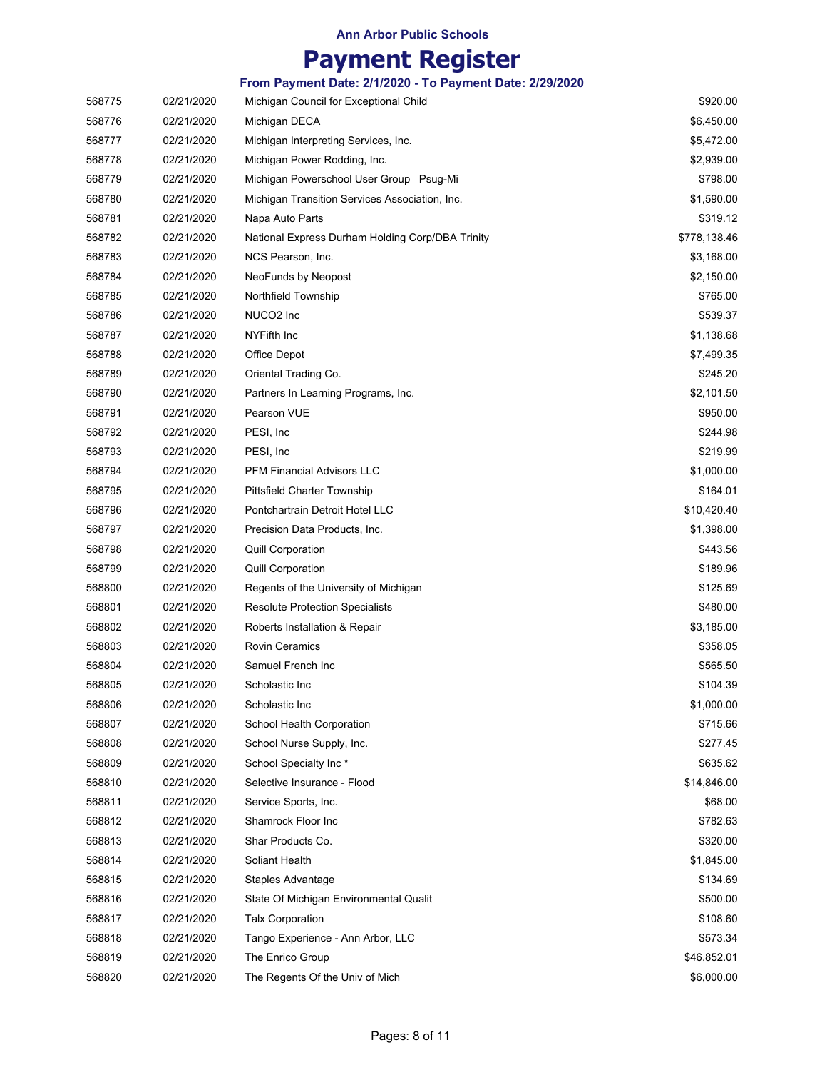Ann Arbor Public Schools

# Payment Register

### From Payment Date: 2/1/2020 - To Payment Date: 2/29/2020

| | | | |
|---|---|---|---|
| 568775 | 02/21/2020 | Michigan Council for Exceptional Child | $920.00 |
| 568776 | 02/21/2020 | Michigan DECA | $6,450.00 |
| 568777 | 02/21/2020 | Michigan Interpreting Services, Inc. | $5,472.00 |
| 568778 | 02/21/2020 | Michigan Power Rodding, Inc. | $2,939.00 |
| 568779 | 02/21/2020 | Michigan Powerschool User Group Psug-Mi | $798.00 |
| 568780 | 02/21/2020 | Michigan Transition Services Association, Inc. | $1,590.00 |
| 568781 | 02/21/2020 | Napa Auto Parts | $319.12 |
| 568782 | 02/21/2020 | National Express Durham Holding Corp/DBA Trinity | $778,138.46 |
| 568783 | 02/21/2020 | NCS Pearson, Inc. | $3,168.00 |
| 568784 | 02/21/2020 | NeoFunds by Neopost | $2,150.00 |
| 568785 | 02/21/2020 | Northfield Township | $765.00 |
| 568786 | 02/21/2020 | NUCO2 Inc | $539.37 |
| 568787 | 02/21/2020 | NYFifth Inc | $1,138.68 |
| 568788 | 02/21/2020 | Office Depot | $7,499.35 |
| 568789 | 02/21/2020 | Oriental Trading Co. | $245.20 |
| 568790 | 02/21/2020 | Partners In Learning Programs, Inc. | $2,101.50 |
| 568791 | 02/21/2020 | Pearson VUE | $950.00 |
| 568792 | 02/21/2020 | PESI, Inc | $244.98 |
| 568793 | 02/21/2020 | PESI, Inc | $219.99 |
| 568794 | 02/21/2020 | PFM Financial Advisors LLC | $1,000.00 |
| 568795 | 02/21/2020 | Pittsfield Charter Township | $164.01 |
| 568796 | 02/21/2020 | Pontchartrain Detroit Hotel LLC | $10,420.40 |
| 568797 | 02/21/2020 | Precision Data Products, Inc. | $1,398.00 |
| 568798 | 02/21/2020 | Quill Corporation | $443.56 |
| 568799 | 02/21/2020 | Quill Corporation | $189.96 |
| 568800 | 02/21/2020 | Regents of the University of Michigan | $125.69 |
| 568801 | 02/21/2020 | Resolute Protection Specialists | $480.00 |
| 568802 | 02/21/2020 | Roberts Installation & Repair | $3,185.00 |
| 568803 | 02/21/2020 | Rovin Ceramics | $358.05 |
| 568804 | 02/21/2020 | Samuel French Inc | $565.50 |
| 568805 | 02/21/2020 | Scholastic Inc | $104.39 |
| 568806 | 02/21/2020 | Scholastic Inc | $1,000.00 |
| 568807 | 02/21/2020 | School Health Corporation | $715.66 |
| 568808 | 02/21/2020 | School Nurse Supply, Inc. | $277.45 |
| 568809 | 02/21/2020 | School Specialty Inc * | $635.62 |
| 568810 | 02/21/2020 | Selective Insurance - Flood | $14,846.00 |
| 568811 | 02/21/2020 | Service Sports, Inc. | $68.00 |
| 568812 | 02/21/2020 | Shamrock Floor Inc | $782.63 |
| 568813 | 02/21/2020 | Shar Products Co. | $320.00 |
| 568814 | 02/21/2020 | Soliant Health | $1,845.00 |
| 568815 | 02/21/2020 | Staples Advantage | $134.69 |
| 568816 | 02/21/2020 | State Of Michigan Environmental Qualit | $500.00 |
| 568817 | 02/21/2020 | Talx Corporation | $108.60 |
| 568818 | 02/21/2020 | Tango Experience - Ann Arbor, LLC | $573.34 |
| 568819 | 02/21/2020 | The Enrico Group | $46,852.01 |
| 568820 | 02/21/2020 | The Regents Of the Univ of Mich | $6,000.00 |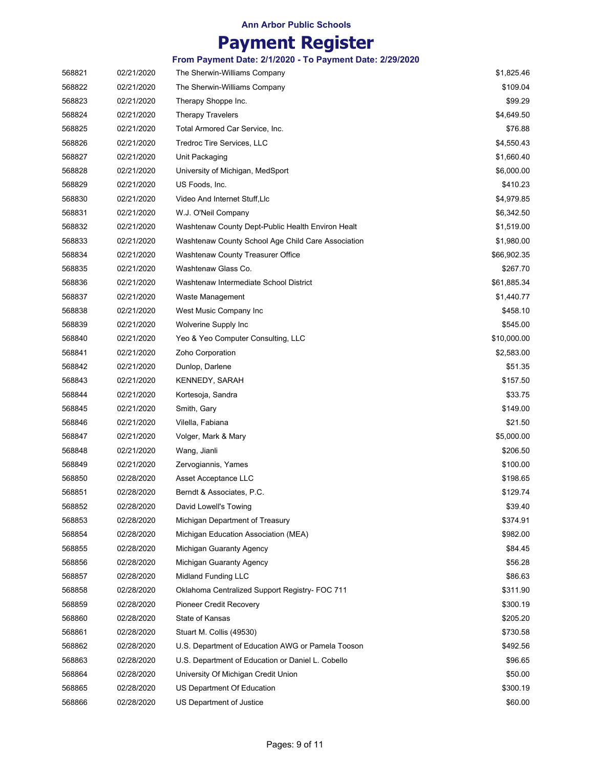**Ann Arbor Public Schools**

# Payment Register

**From Payment Date: 2/1/2020 - To Payment Date: 2/29/2020**

| | | | |
|---|---|---|---|
| 568821 | 02/21/2020 | The Sherwin-Williams Company | $1,825.46 |
| 568822 | 02/21/2020 | The Sherwin-Williams Company | $109.04 |
| 568823 | 02/21/2020 | Therapy Shoppe Inc. | $99.29 |
| 568824 | 02/21/2020 | Therapy Travelers | $4,649.50 |
| 568825 | 02/21/2020 | Total Armored Car Service, Inc. | $76.88 |
| 568826 | 02/21/2020 | Tredroc Tire Services, LLC | $4,550.43 |
| 568827 | 02/21/2020 | Unit Packaging | $1,660.40 |
| 568828 | 02/21/2020 | University of Michigan, MedSport | $6,000.00 |
| 568829 | 02/21/2020 | US Foods, Inc. | $410.23 |
| 568830 | 02/21/2020 | Video And Internet Stuff,Llc | $4,979.85 |
| 568831 | 02/21/2020 | W.J. O'Neil Company | $6,342.50 |
| 568832 | 02/21/2020 | Washtenaw County Dept-Public Health Environ Healt | $1,519.00 |
| 568833 | 02/21/2020 | Washtenaw County School Age Child Care Association | $1,980.00 |
| 568834 | 02/21/2020 | Washtenaw County Treasurer Office | $66,902.35 |
| 568835 | 02/21/2020 | Washtenaw Glass Co. | $267.70 |
| 568836 | 02/21/2020 | Washtenaw Intermediate School District | $61,885.34 |
| 568837 | 02/21/2020 | Waste Management | $1,440.77 |
| 568838 | 02/21/2020 | West Music Company Inc | $458.10 |
| 568839 | 02/21/2020 | Wolverine Supply Inc | $545.00 |
| 568840 | 02/21/2020 | Yeo & Yeo Computer Consulting, LLC | $10,000.00 |
| 568841 | 02/21/2020 | Zoho Corporation | $2,583.00 |
| 568842 | 02/21/2020 | Dunlop, Darlene | $51.35 |
| 568843 | 02/21/2020 | KENNEDY, SARAH | $157.50 |
| 568844 | 02/21/2020 | Kortesoja, Sandra | $33.75 |
| 568845 | 02/21/2020 | Smith, Gary | $149.00 |
| 568846 | 02/21/2020 | Vilella, Fabiana | $21.50 |
| 568847 | 02/21/2020 | Volger, Mark & Mary | $5,000.00 |
| 568848 | 02/21/2020 | Wang, Jianli | $206.50 |
| 568849 | 02/21/2020 | Zervogiannis, Yames | $100.00 |
| 568850 | 02/28/2020 | Asset Acceptance LLC | $198.65 |
| 568851 | 02/28/2020 | Berndt & Associates, P.C. | $129.74 |
| 568852 | 02/28/2020 | David Lowell's Towing | $39.40 |
| 568853 | 02/28/2020 | Michigan Department of Treasury | $374.91 |
| 568854 | 02/28/2020 | Michigan Education Association (MEA) | $982.00 |
| 568855 | 02/28/2020 | Michigan Guaranty Agency | $84.45 |
| 568856 | 02/28/2020 | Michigan Guaranty Agency | $56.28 |
| 568857 | 02/28/2020 | Midland Funding LLC | $86.63 |
| 568858 | 02/28/2020 | Oklahoma Centralized Support Registry- FOC 711 | $311.90 |
| 568859 | 02/28/2020 | Pioneer Credit Recovery | $300.19 |
| 568860 | 02/28/2020 | State of Kansas | $205.20 |
| 568861 | 02/28/2020 | Stuart M. Collis (49530) | $730.58 |
| 568862 | 02/28/2020 | U.S. Department of Education AWG or Pamela Tooson | $492.56 |
| 568863 | 02/28/2020 | U.S. Department of Education or Daniel L. Cobello | $96.65 |
| 568864 | 02/28/2020 | University Of Michigan Credit Union | $50.00 |
| 568865 | 02/28/2020 | US Department Of Education | $300.19 |
| 568866 | 02/28/2020 | US Department of Justice | $60.00 |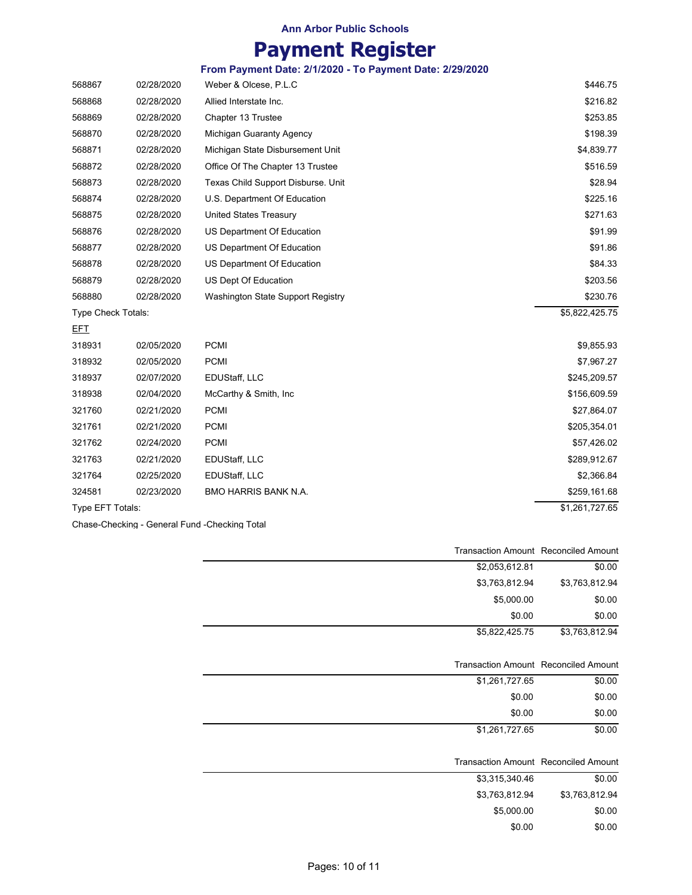## Ann Arbor Public Schools

# Payment Register

### From Payment Date: 2/1/2020 - To Payment Date: 2/29/2020

| | | | |
|---|---|---|---|
| 568867 | 02/28/2020 | Weber & Olcese, P.L.C | $446.75 |
| 568868 | 02/28/2020 | Allied Interstate Inc. | $216.82 |
| 568869 | 02/28/2020 | Chapter 13 Trustee | $253.85 |
| 568870 | 02/28/2020 | Michigan Guaranty Agency | $198.39 |
| 568871 | 02/28/2020 | Michigan State Disbursement Unit | $4,839.77 |
| 568872 | 02/28/2020 | Office Of The Chapter 13 Trustee | $516.59 |
| 568873 | 02/28/2020 | Texas Child Support Disburse. Unit | $28.94 |
| 568874 | 02/28/2020 | U.S. Department Of Education | $225.16 |
| 568875 | 02/28/2020 | United States Treasury | $271.63 |
| 568876 | 02/28/2020 | US Department Of Education | $91.99 |
| 568877 | 02/28/2020 | US Department Of Education | $91.86 |
| 568878 | 02/28/2020 | US Department Of Education | $84.33 |
| 568879 | 02/28/2020 | US Dept Of Education | $203.56 |
| 568880 | 02/28/2020 | Washington State Support Registry | $230.76 |
| Type Check Totals: | | | $5,822,425.75 |
| EFT | | | |
| 318931 | 02/05/2020 | PCMI | $9,855.93 |
| 318932 | 02/05/2020 | PCMI | $7,967.27 |
| 318937 | 02/07/2020 | EDUStaff, LLC | $245,209.57 |
| 318938 | 02/04/2020 | McCarthy & Smith, Inc | $156,609.59 |
| 321760 | 02/21/2020 | PCMI | $27,864.07 |
| 321761 | 02/21/2020 | PCMI | $205,354.01 |
| 321762 | 02/24/2020 | PCMI | $57,426.02 |
| 321763 | 02/21/2020 | EDUStaff, LLC | $289,912.67 |
| 321764 | 02/25/2020 | EDUStaff, LLC | $2,366.84 |
| 324581 | 02/23/2020 | BMO HARRIS BANK N.A. | $259,161.68 |
| Type EFT Totals: | | | $1,261,727.65 |

Chase-Checking - General Fund -Checking Total

| | Transaction Amount | Reconciled Amount |
|---|---|---|
| | $2,053,612.81 | $0.00 |
| | $3,763,812.94 | $3,763,812.94 |
| | $5,000.00 | $0.00 |
| | $0.00 | $0.00 |
| | $5,822,425.75 | $3,763,812.94 |

| | Transaction Amount | Reconciled Amount |
|---|---|---|
| | $1,261,727.65 | $0.00 |
| | $0.00 | $0.00 |
| | $0.00 | $0.00 |
| | $1,261,727.65 | $0.00 |

| | Transaction Amount | Reconciled Amount |
|---|---|---|
| | $3,315,340.46 | $0.00 |
| | $3,763,812.94 | $3,763,812.94 |
| | $5,000.00 | $0.00 |
| | $0.00 | $0.00 |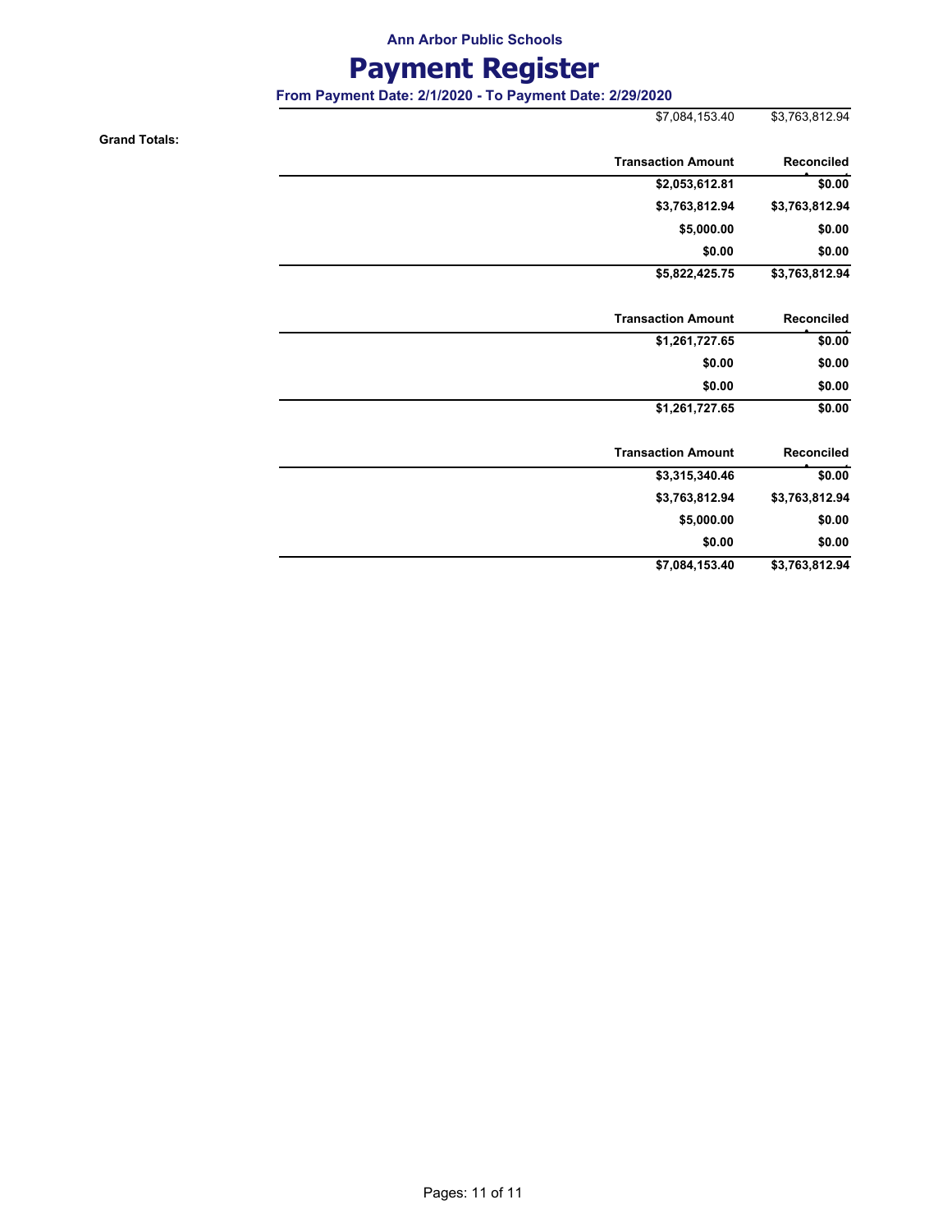Ann Arbor Public Schools

# Payment Register

**From Payment Date: 2/1/2020 - To Payment Date: 2/29/2020**

| | |
|---|---|
| $7,084,153.40 | $3,763,812.94 |

**Grand Totals:**

| Transaction Amount | Reconciled |
|---|---|
| **$2,053,612.81** | **$0.00** |
| **$3,763,812.94** | **$3,763,812.94** |
| **$5,000.00** | **$0.00** |
| **$0.00** | **$0.00** |
| **$5,822,425.75** | **$3,763,812.94** |

| Transaction Amount | Reconciled |
|---|---|
| **$1,261,727.65** | **$0.00** |
| **$0.00** | **$0.00** |
| **$0.00** | **$0.00** |
| **$1,261,727.65** | **$0.00** |

| Transaction Amount | Reconciled |
|---|---|
| **$3,315,340.46** | **$0.00** |
| **$3,763,812.94** | **$3,763,812.94** |
| **$5,000.00** | **$0.00** |
| **$0.00** | **$0.00** |
| **$7,084,153.40** | **$3,763,812.94** |